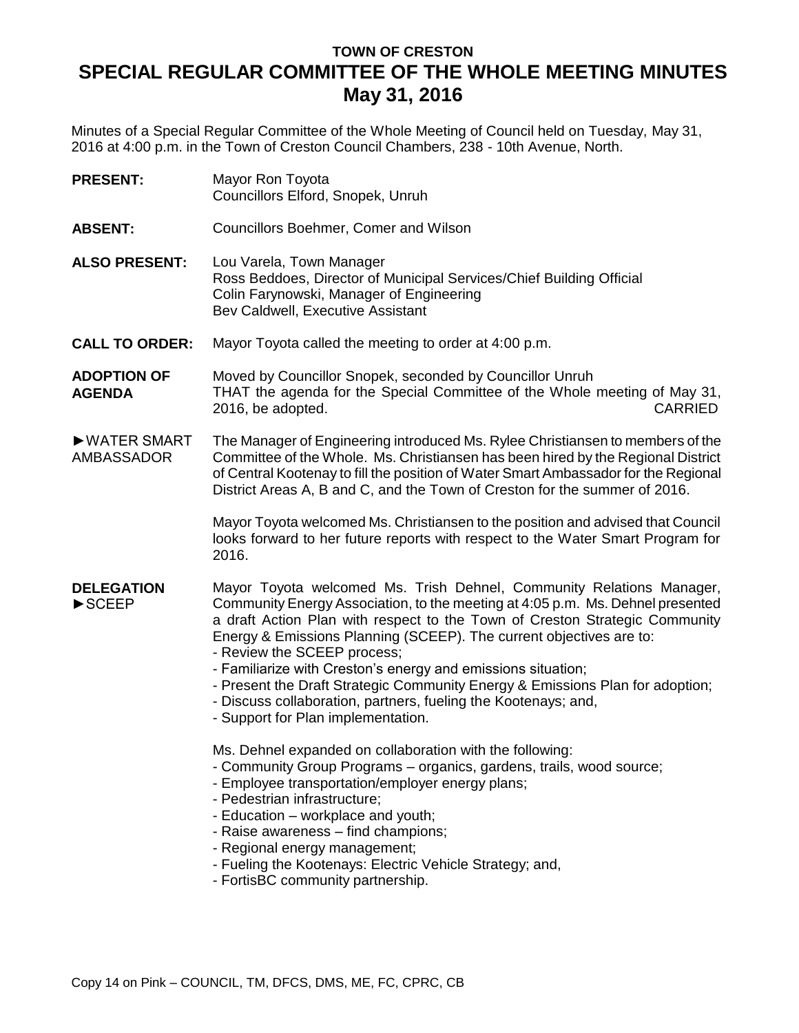**TOWN OF CRESTON**

# SPECIAL REGULAR COMMITTEE OF THE WHOLE MEETING MINUTES
## May 31, 2016

Minutes of a Special Regular Committee of the Whole Meeting of Council held on Tuesday, May 31, 2016 at 4:00 p.m. in the Town of Creston Council Chambers, 238 - 10th Avenue, North.

**PRESENT:** Mayor Ron Toyota
Councillors Elford, Snopek, Unruh

**ABSENT:** Councillors Boehmer, Comer and Wilson

**ALSO PRESENT:** Lou Varela, Town Manager
Ross Beddoes, Director of Municipal Services/Chief Building Official
Colin Farynowski, Manager of Engineering
Bev Caldwell, Executive Assistant

**CALL TO ORDER:** Mayor Toyota called the meeting to order at 4:00 p.m.

**ADOPTION OF AGENDA**

Moved by Councillor Snopek, seconded by Councillor Unruh
THAT the agenda for the Special Committee of the Whole meeting of May 31, 2016, be adopted. CARRIED

**►WATER SMART AMBASSADOR**

The Manager of Engineering introduced Ms. Rylee Christiansen to members of the Committee of the Whole. Ms. Christiansen has been hired by the Regional District of Central Kootenay to fill the position of Water Smart Ambassador for the Regional District Areas A, B and C, and the Town of Creston for the summer of 2016.

Mayor Toyota welcomed Ms. Christiansen to the position and advised that Council looks forward to her future reports with respect to the Water Smart Program for 2016.

**DELEGATION ►SCEEP**

Mayor Toyota welcomed Ms. Trish Dehnel, Community Relations Manager, Community Energy Association, to the meeting at 4:05 p.m. Ms. Dehnel presented a draft Action Plan with respect to the Town of Creston Strategic Community Energy & Emissions Planning (SCEEP). The current objectives are to:
- Review the SCEEP process;
- Familiarize with Creston's energy and emissions situation;
- Present the Draft Strategic Community Energy & Emissions Plan for adoption;
- Discuss collaboration, partners, fueling the Kootenays; and,
- Support for Plan implementation.

Ms. Dehnel expanded on collaboration with the following:
- Community Group Programs – organics, gardens, trails, wood source;
- Employee transportation/employer energy plans;
- Pedestrian infrastructure;
- Education – workplace and youth;
- Raise awareness – find champions;
- Regional energy management;
- Fueling the Kootenays: Electric Vehicle Strategy; and,
- FortisBC community partnership.

Copy 14 on Pink – COUNCIL, TM, DFCS, DMS, ME, FC, CPRC, CB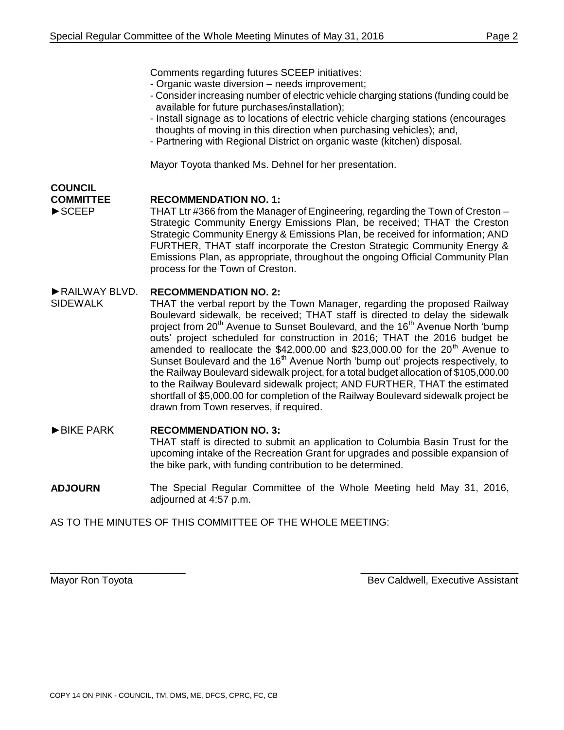Comments regarding futures SCEEP initiatives:
- Organic waste diversion – needs improvement;
- Consider increasing number of electric vehicle charging stations (funding could be available for future purchases/installation);
- Install signage as to locations of electric vehicle charging stations (encourages thoughts of moving in this direction when purchasing vehicles); and,
- Partnering with Regional District on organic waste (kitchen) disposal.

Mayor Toyota thanked Ms. Dehnel for her presentation.

**COUNCIL COMMITTEE**

►SCEEP

**RECOMMENDATION NO. 1:**

THAT Ltr #366 from the Manager of Engineering, regarding the Town of Creston – Strategic Community Energy Emissions Plan, be received; THAT the Creston Strategic Community Energy & Emissions Plan, be received for information; AND FURTHER, THAT staff incorporate the Creston Strategic Community Energy & Emissions Plan, as appropriate, throughout the ongoing Official Community Plan process for the Town of Creston.

►RAILWAY BLVD. SIDEWALK

**RECOMMENDATION NO. 2:**

THAT the verbal report by the Town Manager, regarding the proposed Railway Boulevard sidewalk, be received; THAT staff is directed to delay the sidewalk project from 20th Avenue to Sunset Boulevard, and the 16th Avenue North 'bump outs' project scheduled for construction in 2016; THAT the 2016 budget be amended to reallocate the $42,000.00 and $23,000.00 for the 20th Avenue to Sunset Boulevard and the 16th Avenue North 'bump out' projects respectively, to the Railway Boulevard sidewalk project, for a total budget allocation of $105,000.00 to the Railway Boulevard sidewalk project; AND FURTHER, THAT the estimated shortfall of $5,000.00 for completion of the Railway Boulevard sidewalk project be drawn from Town reserves, if required.

►BIKE PARK

**RECOMMENDATION NO. 3:**

THAT staff is directed to submit an application to Columbia Basin Trust for the upcoming intake of the Recreation Grant for upgrades and possible expansion of the bike park, with funding contribution to be determined.

**ADJOURN**

The Special Regular Committee of the Whole Meeting held May 31, 2016, adjourned at 4:57 p.m.

AS TO THE MINUTES OF THIS COMMITTEE OF THE WHOLE MEETING:

\_\_\_\_\_\_\_\_\_\_\_\_\_\_\_\_\_\_\_\_\_\_\_\_\_
Mayor Ron Toyota

\_\_\_\_\_\_\_\_\_\_\_\_\_\_\_\_\_\_\_\_\_\_\_\_\_
Bev Caldwell, Executive Assistant

COPY 14 ON PINK - COUNCIL, TM, DMS, ME, DFCS, CPRC, FC, CB